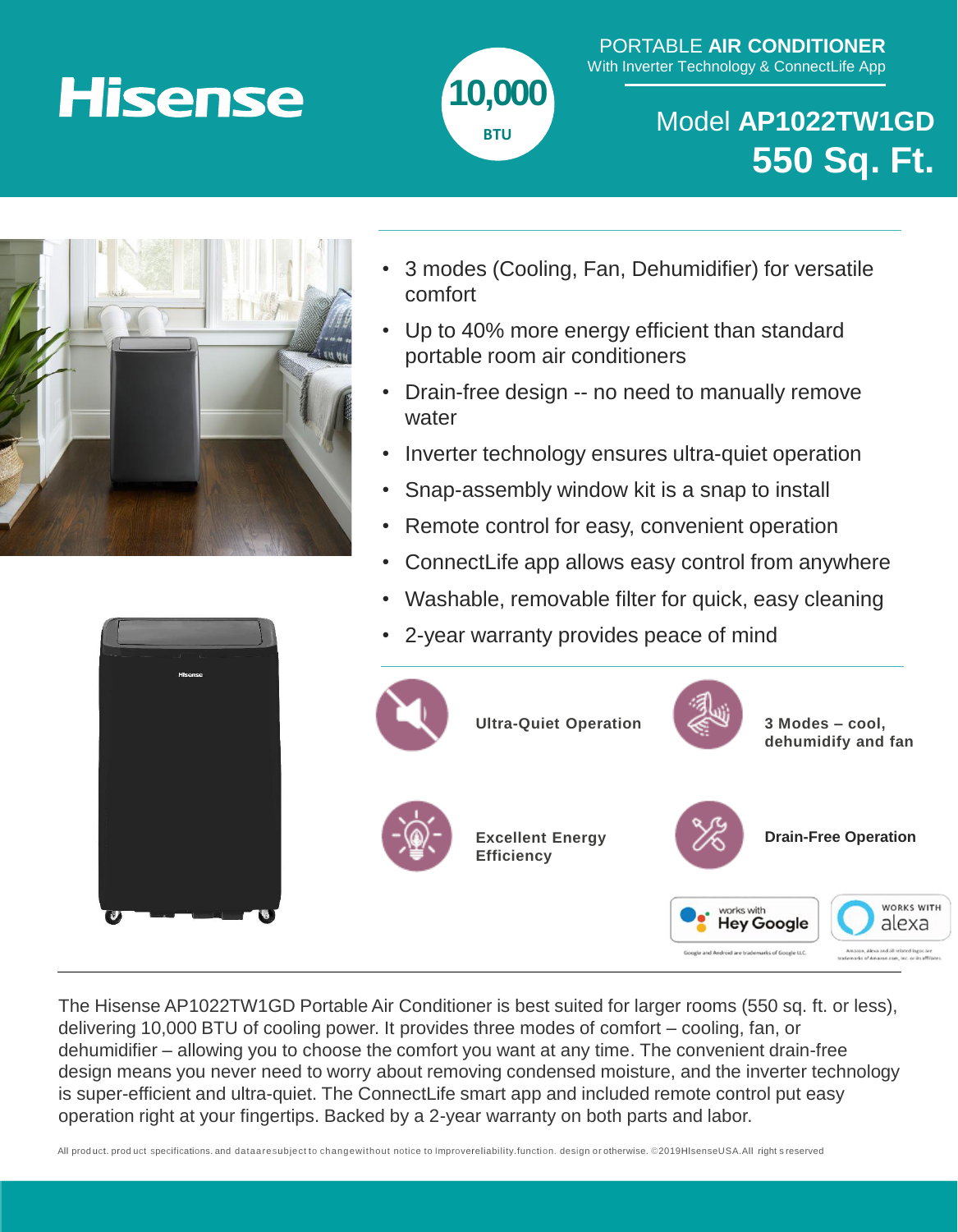# Hisense

**10,000** BTU

PORTABLE **AIR CONDITIONER**
With Inverter Technology & ConnectLife App

## Model **AP1022TW1GD**
## 550 Sq. Ft.

- 3 modes (Cooling, Fan, Dehumidifier) for versatile comfort
- Up to 40% more energy efficient than standard portable room air conditioners
- Drain-free design -- no need to manually remove water
- Inverter technology ensures ultra-quiet operation
- Snap-assembly window kit is a snap to install
- Remote control for easy, convenient operation
- ConnectLife app allows easy control from anywhere
- Washable, removable filter for quick, easy cleaning
- 2-year warranty provides peace of mind

**Ultra-Quiet Operation**

**3 Modes – cool, dehumidify and fan**

**Excellent Energy Efficiency**

**Drain-Free Operation**

works with Hey Google

WORKS WITH alexa

Google and Android are trademarks of Google LLC

Amazon, Alexa and all related logos are trademarks of Amazon.com, Inc. or its affiliates

---

The Hisense AP1022TW1GD Portable Air Conditioner is best suited for larger rooms (550 sq. ft. or less), delivering 10,000 BTU of cooling power. It provides three modes of comfort – cooling, fan, or dehumidifier – allowing you to choose the comfort you want at any time. The convenient drain-free design means you never need to worry about removing condensed moisture, and the inverter technology is super-efficient and ultra-quiet. The ConnectLife smart app and included remote control put easy operation right at your fingertips. Backed by a 2-year warranty on both parts and labor.

All product. product specifications. and data are subject to change without notice to improve reliability. function. design or otherwise. ©2019HisenseUSA.All rights reserved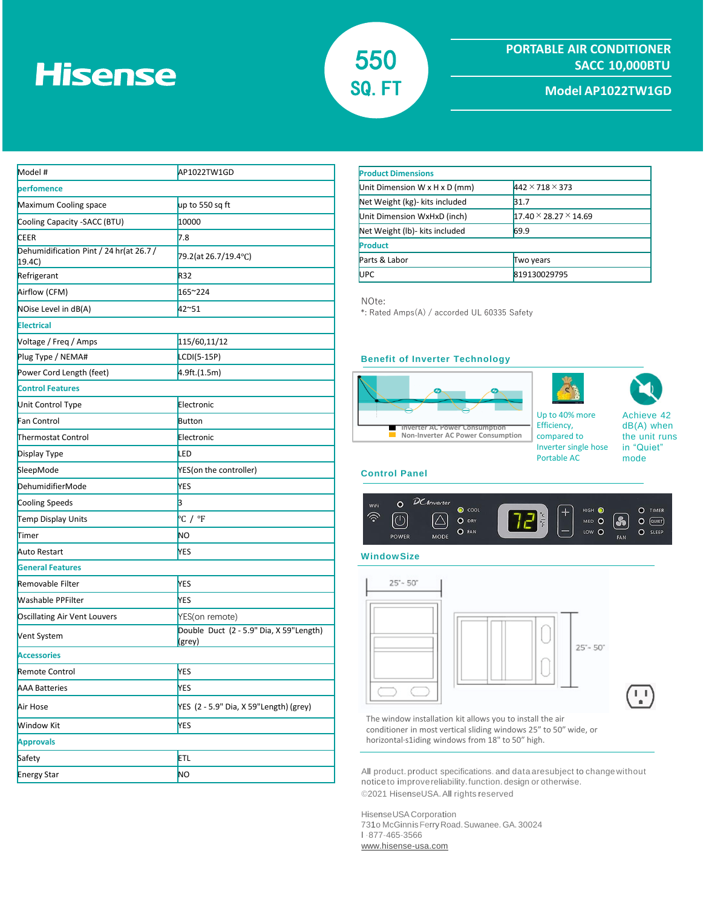# Hisense

**550 SQ. FT**

**PORTABLE AIR CONDITIONER**
**SACC 10,000BTU**

**Model AP1022TW1GD**

| | |
|---|---|
| Model # | AP1022TW1GD |
| **perfomence** | |
| Maximum Cooling space | up to 550 sq ft |
| Cooling Capacity -SACC (BTU) | 10000 |
| CEER | 7.8 |
| Dehumidification Pint / 24 hr(at 26.7 / 19.4C) | 79.2(at 26.7/19.4℃) |
| Refrigerant | R32 |
| Airflow (CFM) | 165~224 |
| NOise Level in dB(A) | 42~51 |
| **Electrical** | |
| Voltage / Freq / Amps | 115/60,11/12 |
| Plug Type / NEMA# | LCDI(5-15P) |
| Power Cord Length (feet) | 4.9ft.(1.5m) |
| **Control Features** | |
| Unit Control Type | Electronic |
| Fan Control | Button |
| Thermostat Control | Electronic |
| Display Type | LED |
| SleepMode | YES(on the controller) |
| DehumidifierMode | YES |
| Cooling Speeds | 3 |
| Temp Display Units | ℃ / ℉ |
| Timer | NO |
| Auto Restart | YES |
| **General Features** | |
| Removable Filter | YES |
| Washable PPFilter | YES |
| Oscillating Air Vent Louvers | YES(on remote) |
| Vent System | Double Duct (2 - 5.9" Dia, X 59"Length) (grey) |
| **Accessories** | |
| Remote Control | YES |
| AAA Batteries | YES |
| Air Hose | YES (2 - 5.9" Dia, X 59"Length) (grey) |
| Window Kit | YES |
| **Approvals** | |
| Safety | ETL |
| Energy Star | NO |

| | |
|---|---|
| **Product Dimensions** | |
| Unit Dimension W x H x D (mm) | 442 × 718 × 373 |
| Net Weight (kg)- kits included | 31.7 |
| Unit Dimension WxHxD (inch) | 17.40 × 28.27 × 14.69 |
| Net Weight (lb)- kits included | 69.9 |
| **Product** | |
| Parts & Labor | Two years |
| UPC | 819130029795 |

NOte:
*: Rated Amps(A) / accorded UL 60335 Safety

## Benefit of Inverter Technology

Inverter AC Power Consumption
Non-Inverter AC Power Consumption

Up to 40% more Efficiency, compared to Inverter single hose Portable AC

Achieve 42 dB(A) when the unit runs in "Quiet" mode

## Control Panel

WiFi
DC Inverter
POWER
MODE
COOL
DRY
FAN
72
HIGH
MED
LOW
FAN
TIMER
QUIET
SLEEP

## WindowSize

25"- 50"

25"- 50"

The window installation kit allows you to install the air conditioner in most vertical sliding windows 25" to 50" wide, or horizontal-s1iding windows from 18" to 50" high.

All product. product specifications. and data are subject to change without notice to improve reliability. function. design or otherwise.
©2021 HisenseUSA. All rights reserved

HisenseUSA Corporation
731o McGinnis Ferry Road. Suwanee. GA. 30024
I ·877-465-3566
www.hisense-usa.com